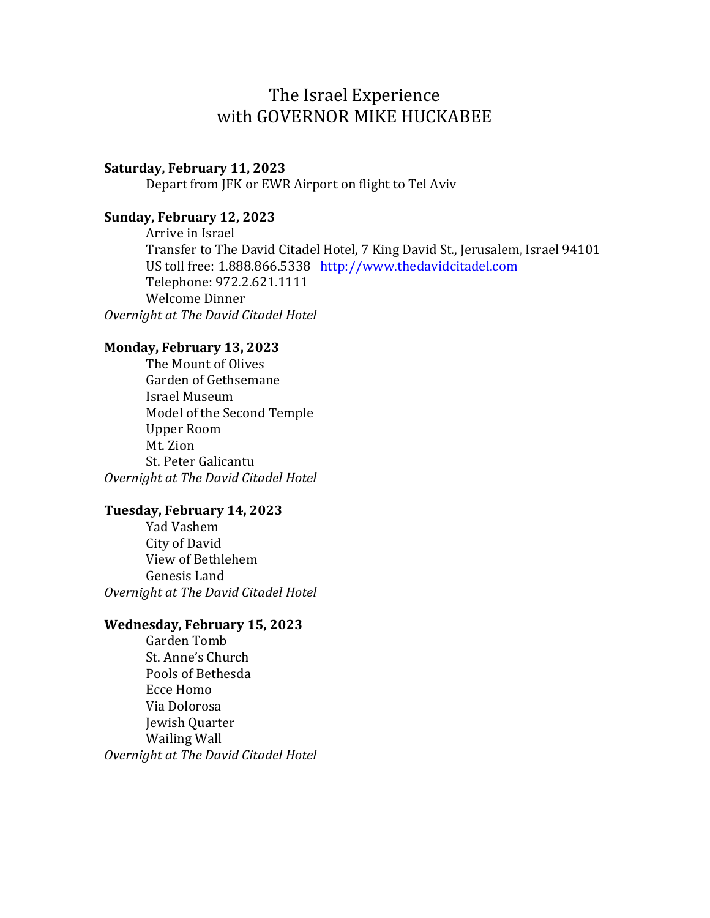# The Israel Experience
# with GOVERNOR MIKE HUCKABEE

**Saturday, February 11, 2023**

Depart from JFK or EWR Airport on flight to Tel Aviv

**Sunday, February 12, 2023**

Arrive in Israel
Transfer to The David Citadel Hotel, 7 King David St., Jerusalem, Israel 94101
US toll free: 1.888.866.5338 [http://www.thedavidcitadel.com](http://www.thedavidcitadel.com)
Telephone: 972.2.621.1111
Welcome Dinner

*Overnight at The David Citadel Hotel*

**Monday, February 13, 2023**

The Mount of Olives
Garden of Gethsemane
Israel Museum
Model of the Second Temple
Upper Room
Mt. Zion
St. Peter Galicantu

*Overnight at The David Citadel Hotel*

**Tuesday, February 14, 2023**

Yad Vashem
City of David
View of Bethlehem
Genesis Land

*Overnight at The David Citadel Hotel*

**Wednesday, February 15, 2023**

Garden Tomb
St. Anne's Church
Pools of Bethesda
Ecce Homo
Via Dolorosa
Jewish Quarter
Wailing Wall

*Overnight at The David Citadel Hotel*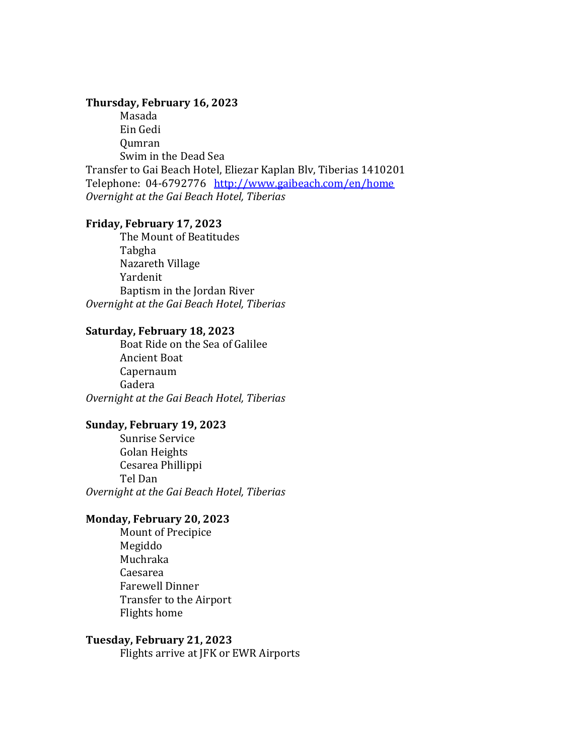**Thursday, February 16, 2023**

- Masada
- Ein Gedi
- Qumran
- Swim in the Dead Sea

Transfer to Gai Beach Hotel, Eliezar Kaplan Blv, Tiberias 1410201
Telephone: 04-6792776 [http://www.gaibeach.com/en/home](http://www.gaibeach.com/en/home)
*Overnight at the Gai Beach Hotel, Tiberias*

**Friday, February 17, 2023**

- The Mount of Beatitudes
- Tabgha
- Nazareth Village
- Yardenit
- Baptism in the Jordan River

*Overnight at the Gai Beach Hotel, Tiberias*

**Saturday, February 18, 2023**

- Boat Ride on the Sea of Galilee
- Ancient Boat
- Capernaum
- Gadera

*Overnight at the Gai Beach Hotel, Tiberias*

**Sunday, February 19, 2023**

- Sunrise Service
- Golan Heights
- Cesarea Phillippi
- Tel Dan

*Overnight at the Gai Beach Hotel, Tiberias*

**Monday, February 20, 2023**

- Mount of Precipice
- Megiddo
- Muchraka
- Caesarea
- Farewell Dinner
- Transfer to the Airport
- Flights home

**Tuesday, February 21, 2023**

- Flights arrive at JFK or EWR Airports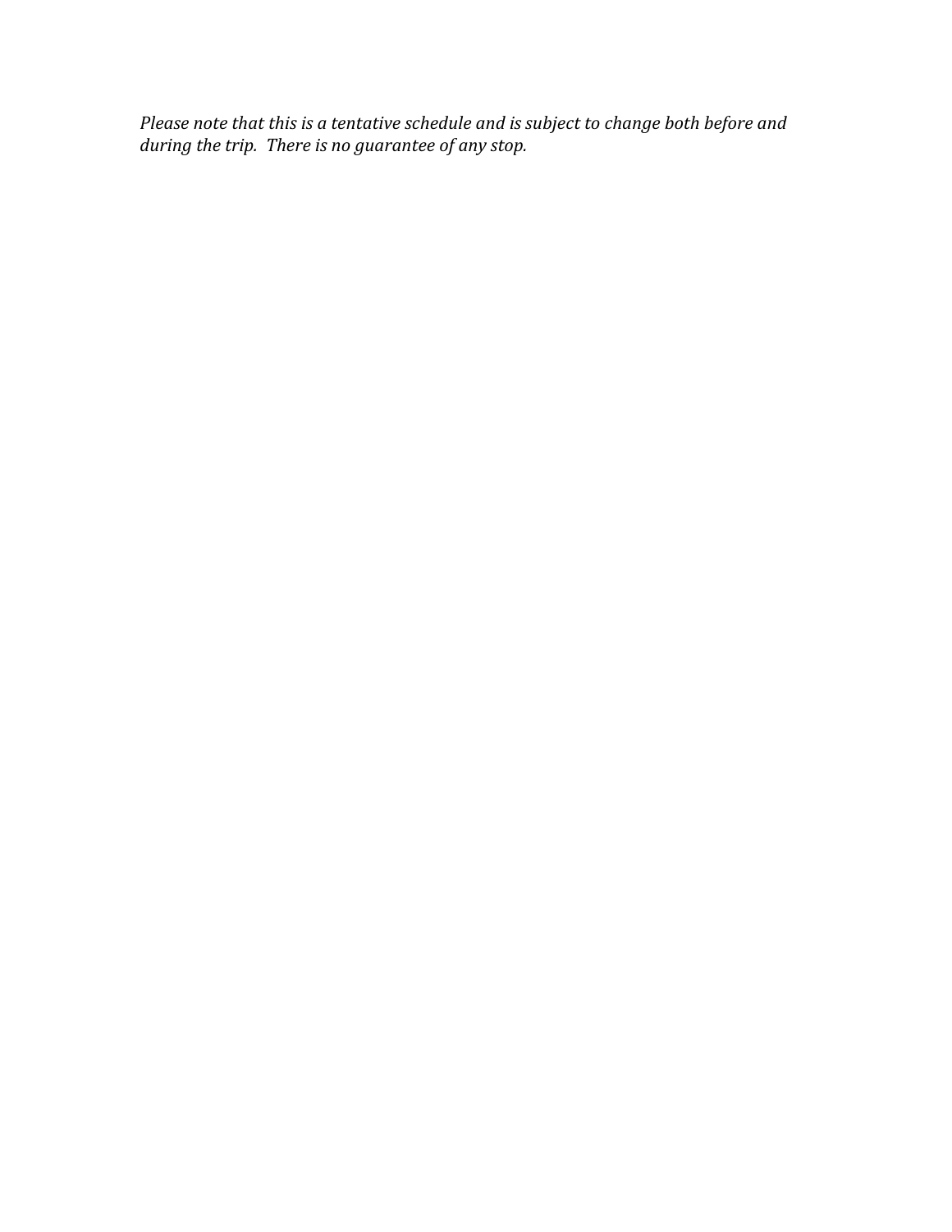*Please note that this is a tentative schedule and is subject to change both before and during the trip. There is no guarantee of any stop.*